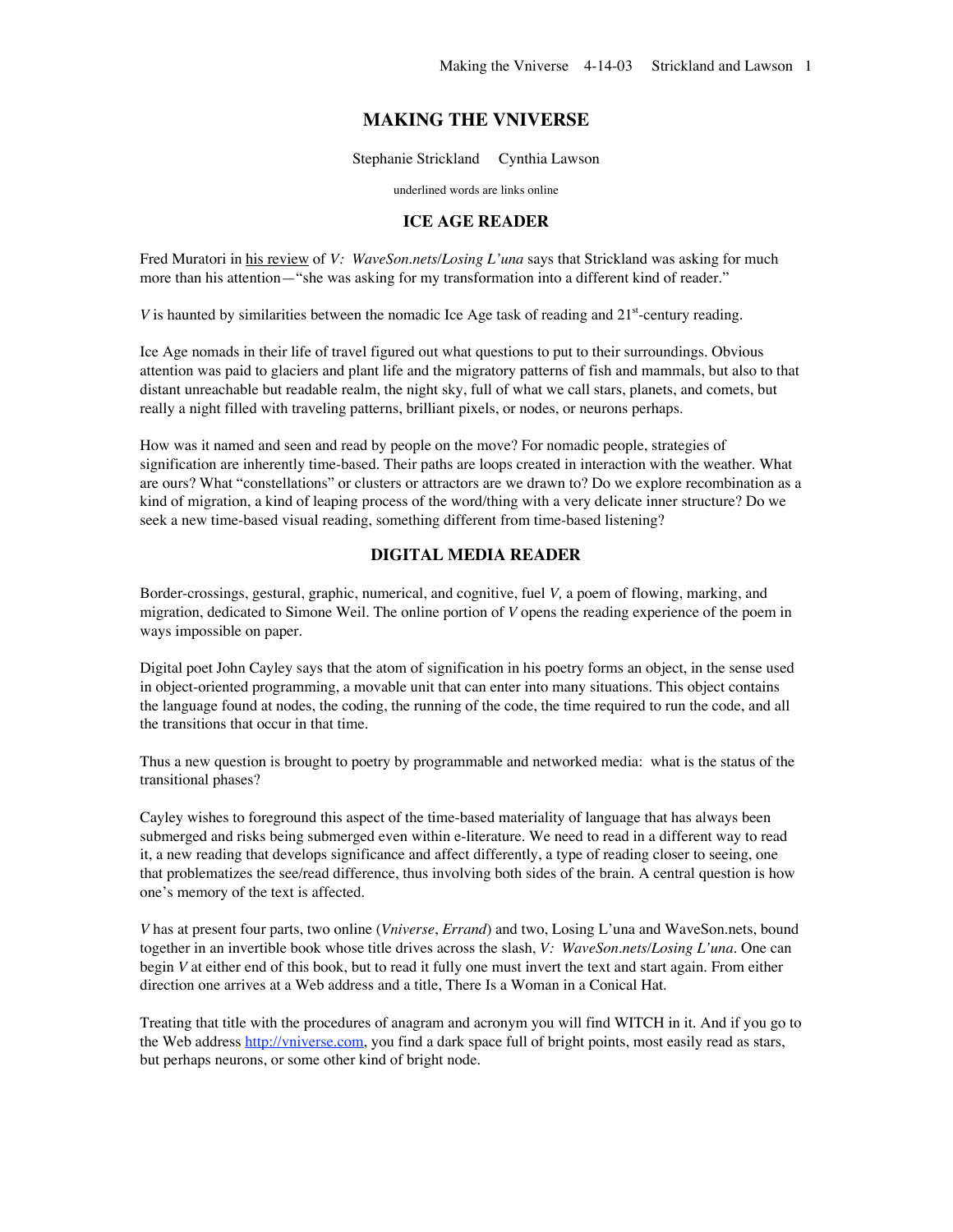# MAKING THE VNIVERSE

Stephanie Strickland     Cynthia Lawson

underlined words are links online

## ICE AGE READER

Fred Muratori in his review of *V: WaveSon.nets/Losing L'una* says that Strickland was asking for much more than his attention—"she was asking for my transformation into a different kind of reader."

*V* is haunted by similarities between the nomadic Ice Age task of reading and 21st-century reading.

Ice Age nomads in their life of travel figured out what questions to put to their surroundings. Obvious attention was paid to glaciers and plant life and the migratory patterns of fish and mammals, but also to that distant unreachable but readable realm, the night sky, full of what we call stars, planets, and comets, but really a night filled with traveling patterns, brilliant pixels, or nodes, or neurons perhaps.

How was it named and seen and read by people on the move? For nomadic people, strategies of signification are inherently time-based. Their paths are loops created in interaction with the weather. What are ours? What "constellations" or clusters or attractors are we drawn to? Do we explore recombination as a kind of migration, a kind of leaping process of the word/thing with a very delicate inner structure? Do we seek a new time-based visual reading, something different from time-based listening?

## DIGITAL MEDIA READER

Border-crossings, gestural, graphic, numerical, and cognitive, fuel *V,* a poem of flowing, marking, and migration, dedicated to Simone Weil. The online portion of *V* opens the reading experience of the poem in ways impossible on paper.

Digital poet John Cayley says that the atom of signification in his poetry forms an object, in the sense used in object-oriented programming, a movable unit that can enter into many situations. This object contains the language found at nodes, the coding, the running of the code, the time required to run the code, and all the transitions that occur in that time.

Thus a new question is brought to poetry by programmable and networked media: what is the status of the transitional phases?

Cayley wishes to foreground this aspect of the time-based materiality of language that has always been submerged and risks being submerged even within e-literature. We need to read in a different way to read it, a new reading that develops significance and affect differently, a type of reading closer to seeing, one that problematizes the see/read difference, thus involving both sides of the brain. A central question is how one's memory of the text is affected.

*V* has at present four parts, two online (*Vniverse*, *Errand*) and two, Losing L'una and WaveSon.nets, bound together in an invertible book whose title drives across the slash, *V: WaveSon.nets/Losing L'una*. One can begin *V* at either end of this book, but to read it fully one must invert the text and start again. From either direction one arrives at a Web address and a title, There Is a Woman in a Conical Hat.

Treating that title with the procedures of anagram and acronym you will find WITCH in it. And if you go to the Web address http://vniverse.com, you find a dark space full of bright points, most easily read as stars, but perhaps neurons, or some other kind of bright node.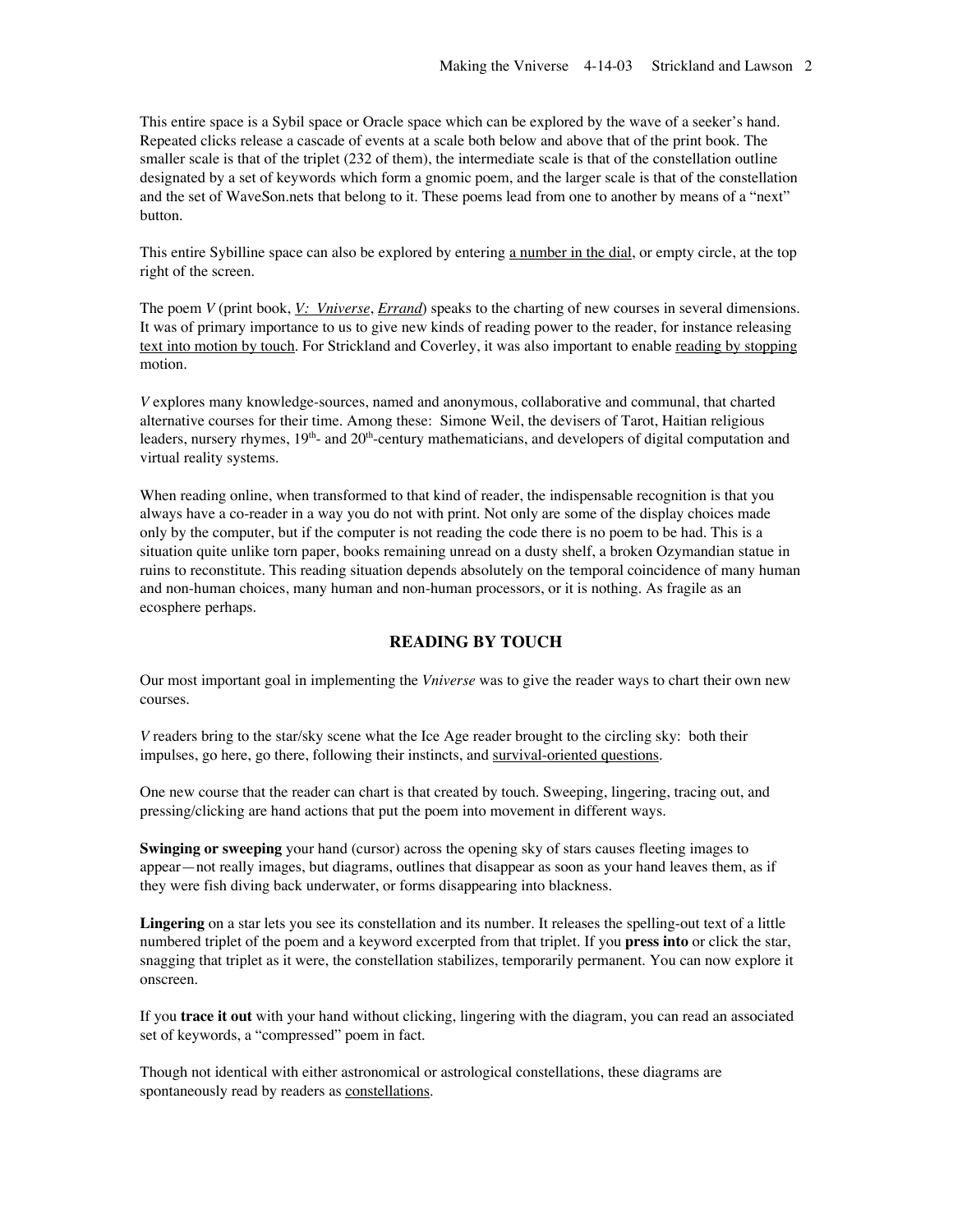This entire space is a Sybil space or Oracle space which can be explored by the wave of a seeker's hand. Repeated clicks release a cascade of events at a scale both below and above that of the print book. The smaller scale is that of the triplet (232 of them), the intermediate scale is that of the constellation outline designated by a set of keywords which form a gnomic poem, and the larger scale is that of the constellation and the set of WaveSon.nets that belong to it. These poems lead from one to another by means of a "next" button.

This entire Sybilline space can also be explored by entering a number in the dial, or empty circle, at the top right of the screen.

The poem *V* (print book, *V: Vniverse*, *Errand*) speaks to the charting of new courses in several dimensions. It was of primary importance to us to give new kinds of reading power to the reader, for instance releasing text into motion by touch. For Strickland and Coverley, it was also important to enable reading by stopping motion.

*V* explores many knowledge-sources, named and anonymous, collaborative and communal, that charted alternative courses for their time. Among these: Simone Weil, the devisers of Tarot, Haitian religious leaders, nursery rhymes, 19th- and 20th-century mathematicians, and developers of digital computation and virtual reality systems.

When reading online, when transformed to that kind of reader, the indispensable recognition is that you always have a co-reader in a way you do not with print. Not only are some of the display choices made only by the computer, but if the computer is not reading the code there is no poem to be had. This is a situation quite unlike torn paper, books remaining unread on a dusty shelf, a broken Ozymandian statue in ruins to reconstitute. This reading situation depends absolutely on the temporal coincidence of many human and non-human choices, many human and non-human processors, or it is nothing. As fragile as an ecosphere perhaps.

## READING BY TOUCH

Our most important goal in implementing the *Vniverse* was to give the reader ways to chart their own new courses.

*V* readers bring to the star/sky scene what the Ice Age reader brought to the circling sky: both their impulses, go here, go there, following their instincts, and survival-oriented questions.

One new course that the reader can chart is that created by touch. Sweeping, lingering, tracing out, and pressing/clicking are hand actions that put the poem into movement in different ways.

**Swinging or sweeping** your hand (cursor) across the opening sky of stars causes fleeting images to appear—not really images, but diagrams, outlines that disappear as soon as your hand leaves them, as if they were fish diving back underwater, or forms disappearing into blackness.

**Lingering** on a star lets you see its constellation and its number. It releases the spelling-out text of a little numbered triplet of the poem and a keyword excerpted from that triplet. If you **press into** or click the star, snagging that triplet as it were, the constellation stabilizes, temporarily permanent. You can now explore it onscreen.

If you **trace it out** with your hand without clicking, lingering with the diagram, you can read an associated set of keywords, a "compressed" poem in fact.

Though not identical with either astronomical or astrological constellations, these diagrams are spontaneously read by readers as constellations.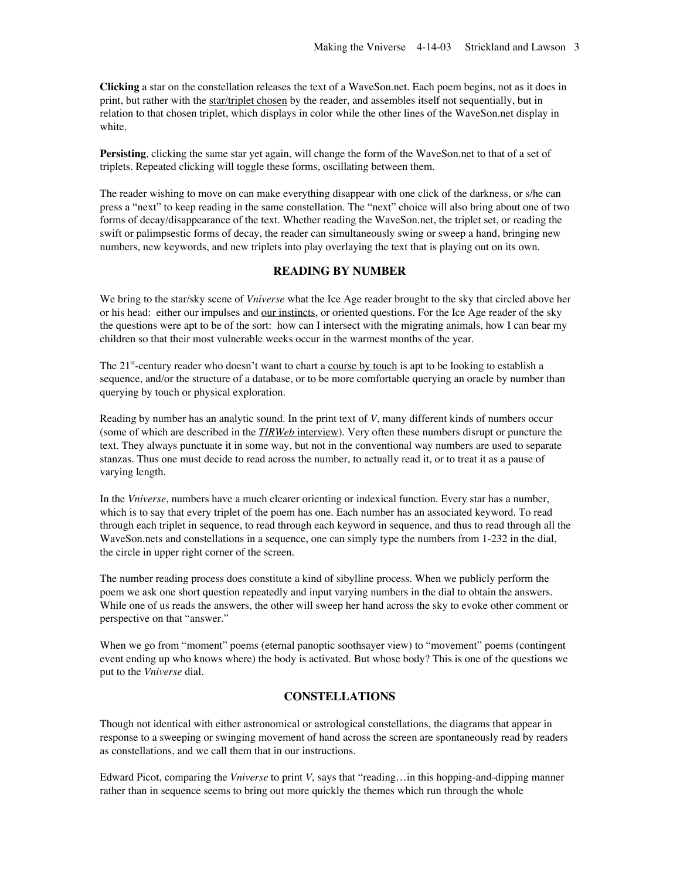**Clicking** a star on the constellation releases the text of a WaveSon.net. Each poem begins, not as it does in print, but rather with the star/triplet chosen by the reader, and assembles itself not sequentially, but in relation to that chosen triplet, which displays in color while the other lines of the WaveSon.net display in white.

**Persisting**, clicking the same star yet again, will change the form of the WaveSon.net to that of a set of triplets. Repeated clicking will toggle these forms, oscillating between them.

The reader wishing to move on can make everything disappear with one click of the darkness, or s/he can press a "next" to keep reading in the same constellation. The "next" choice will also bring about one of two forms of decay/disappearance of the text. Whether reading the WaveSon.net, the triplet set, or reading the swift or palimpsestic forms of decay, the reader can simultaneously swing or sweep a hand, bringing new numbers, new keywords, and new triplets into play overlaying the text that is playing out on its own.

## READING BY NUMBER

We bring to the star/sky scene of *Vniverse* what the Ice Age reader brought to the sky that circled above her or his head: either our impulses and our instincts, or oriented questions. For the Ice Age reader of the sky the questions were apt to be of the sort: how can I intersect with the migrating animals, how I can bear my children so that their most vulnerable weeks occur in the warmest months of the year.

The 21st-century reader who doesn't want to chart a course by touch is apt to be looking to establish a sequence, and/or the structure of a database, or to be more comfortable querying an oracle by number than querying by touch or physical exploration.

Reading by number has an analytic sound. In the print text of *V*, many different kinds of numbers occur (some of which are described in the *TIRWeb* interview). Very often these numbers disrupt or puncture the text. They always punctuate it in some way, but not in the conventional way numbers are used to separate stanzas. Thus one must decide to read across the number, to actually read it, or to treat it as a pause of varying length.

In the *Vniverse*, numbers have a much clearer orienting or indexical function. Every star has a number, which is to say that every triplet of the poem has one. Each number has an associated keyword. To read through each triplet in sequence, to read through each keyword in sequence, and thus to read through all the WaveSon.nets and constellations in a sequence, one can simply type the numbers from 1-232 in the dial, the circle in upper right corner of the screen.

The number reading process does constitute a kind of sibylline process. When we publicly perform the poem we ask one short question repeatedly and input varying numbers in the dial to obtain the answers. While one of us reads the answers, the other will sweep her hand across the sky to evoke other comment or perspective on that "answer."

When we go from "moment" poems (eternal panoptic soothsayer view) to "movement" poems (contingent event ending up who knows where) the body is activated. But whose body? This is one of the questions we put to the *Vniverse* dial.

## CONSTELLATIONS

Though not identical with either astronomical or astrological constellations, the diagrams that appear in response to a sweeping or swinging movement of hand across the screen are spontaneously read by readers as constellations, and we call them that in our instructions.

Edward Picot, comparing the *Vniverse* to print *V,* says that "reading…in this hopping-and-dipping manner rather than in sequence seems to bring out more quickly the themes which run through the whole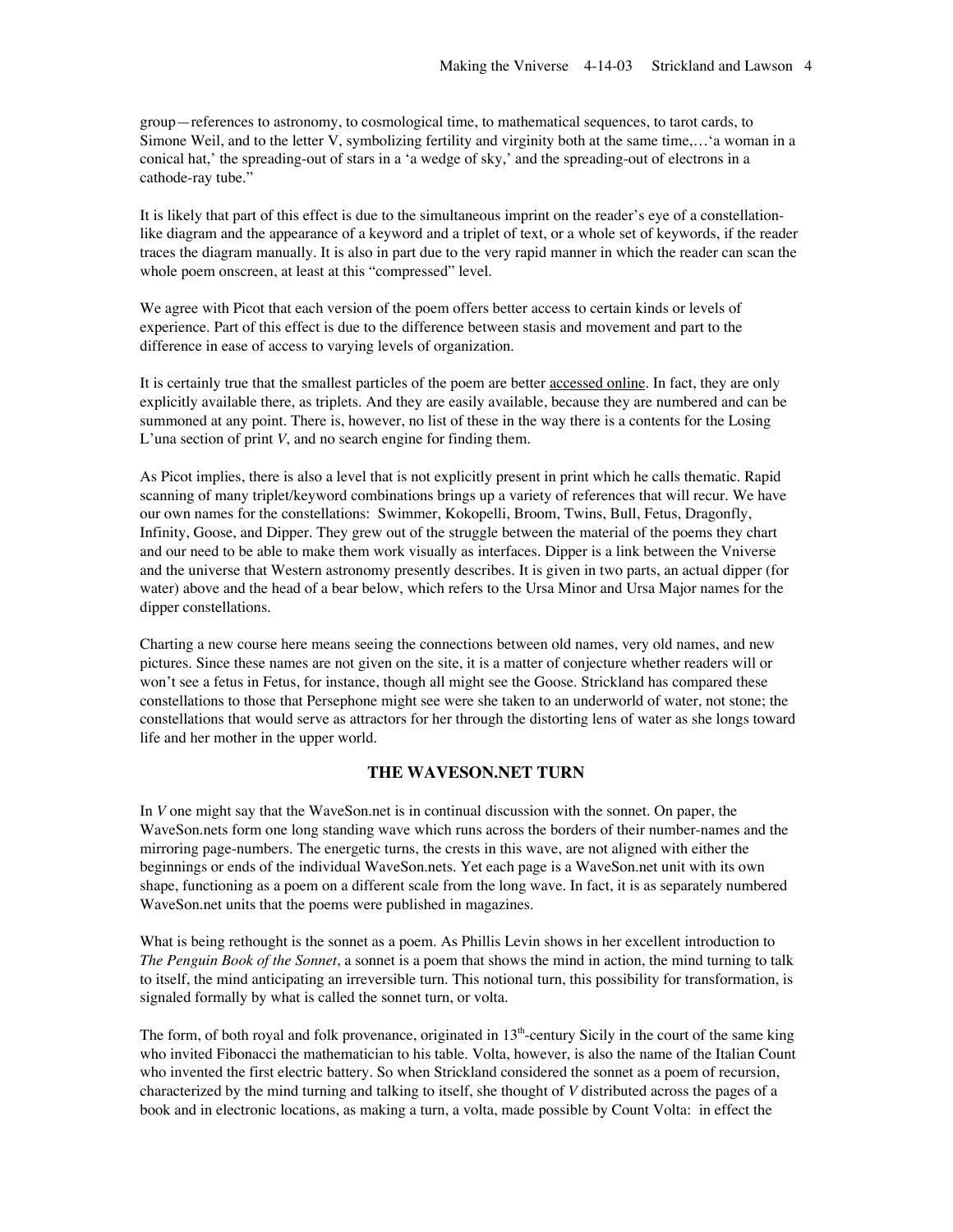group—references to astronomy, to cosmological time, to mathematical sequences, to tarot cards, to Simone Weil, and to the letter V, symbolizing fertility and virginity both at the same time,…'a woman in a conical hat,' the spreading-out of stars in a 'a wedge of sky,' and the spreading-out of electrons in a cathode-ray tube."

It is likely that part of this effect is due to the simultaneous imprint on the reader's eye of a constellation-like diagram and the appearance of a keyword and a triplet of text, or a whole set of keywords, if the reader traces the diagram manually. It is also in part due to the very rapid manner in which the reader can scan the whole poem onscreen, at least at this "compressed" level.

We agree with Picot that each version of the poem offers better access to certain kinds or levels of experience. Part of this effect is due to the difference between stasis and movement and part to the difference in ease of access to varying levels of organization.

It is certainly true that the smallest particles of the poem are better accessed online. In fact, they are only explicitly available there, as triplets. And they are easily available, because they are numbered and can be summoned at any point. There is, however, no list of these in the way there is a contents for the Losing L'una section of print *V*, and no search engine for finding them.

As Picot implies, there is also a level that is not explicitly present in print which he calls thematic. Rapid scanning of many triplet/keyword combinations brings up a variety of references that will recur. We have our own names for the constellations: Swimmer, Kokopelli, Broom, Twins, Bull, Fetus, Dragonfly, Infinity, Goose, and Dipper. They grew out of the struggle between the material of the poems they chart and our need to be able to make them work visually as interfaces. Dipper is a link between the Vniverse and the universe that Western astronomy presently describes. It is given in two parts, an actual dipper (for water) above and the head of a bear below, which refers to the Ursa Minor and Ursa Major names for the dipper constellations.

Charting a new course here means seeing the connections between old names, very old names, and new pictures. Since these names are not given on the site, it is a matter of conjecture whether readers will or won't see a fetus in Fetus, for instance, though all might see the Goose. Strickland has compared these constellations to those that Persephone might see were she taken to an underworld of water, not stone; the constellations that would serve as attractors for her through the distorting lens of water as she longs toward life and her mother in the upper world.

## THE WAVESON.NET TURN

In *V* one might say that the WaveSon.net is in continual discussion with the sonnet. On paper, the WaveSon.nets form one long standing wave which runs across the borders of their number-names and the mirroring page-numbers. The energetic turns, the crests in this wave, are not aligned with either the beginnings or ends of the individual WaveSon.nets. Yet each page is a WaveSon.net unit with its own shape, functioning as a poem on a different scale from the long wave. In fact, it is as separately numbered WaveSon.net units that the poems were published in magazines.

What is being rethought is the sonnet as a poem. As Phillis Levin shows in her excellent introduction to *The Penguin Book of the Sonnet*, a sonnet is a poem that shows the mind in action, the mind turning to talk to itself, the mind anticipating an irreversible turn. This notional turn, this possibility for transformation, is signaled formally by what is called the sonnet turn, or volta.

The form, of both royal and folk provenance, originated in 13th-century Sicily in the court of the same king who invited Fibonacci the mathematician to his table. Volta, however, is also the name of the Italian Count who invented the first electric battery. So when Strickland considered the sonnet as a poem of recursion, characterized by the mind turning and talking to itself, she thought of *V* distributed across the pages of a book and in electronic locations, as making a turn, a volta, made possible by Count Volta: in effect the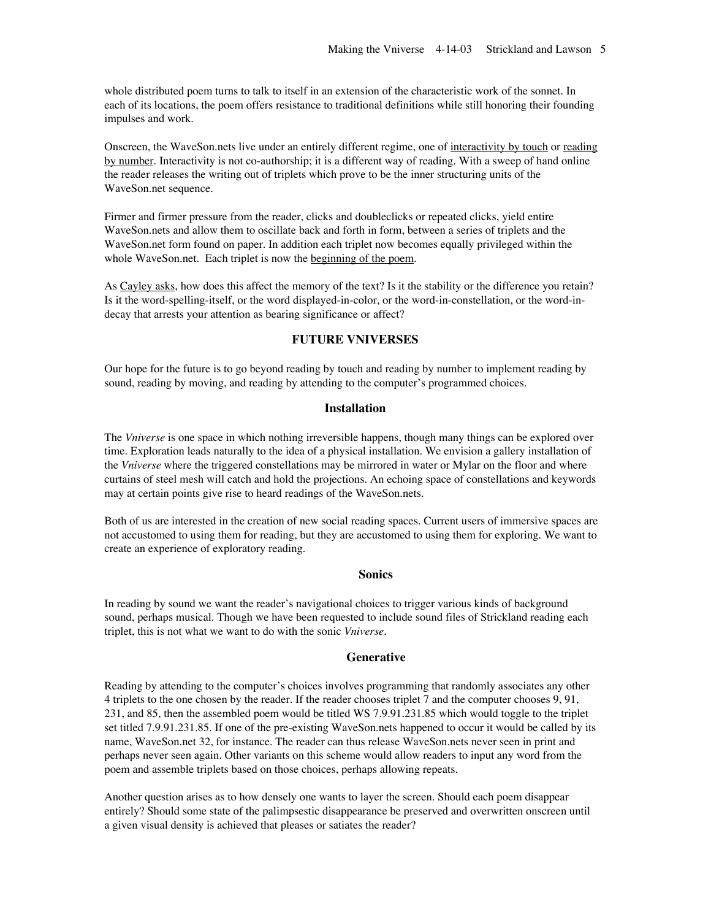whole distributed poem turns to talk to itself in an extension of the characteristic work of the sonnet. In each of its locations, the poem offers resistance to traditional definitions while still honoring their founding impulses and work.

Onscreen, the WaveSon.nets live under an entirely different regime, one of interactivity by touch or reading by number. Interactivity is not co-authorship; it is a different way of reading. With a sweep of hand online the reader releases the writing out of triplets which prove to be the inner structuring units of the WaveSon.net sequence.

Firmer and firmer pressure from the reader, clicks and doubleclicks or repeated clicks, yield entire WaveSon.nets and allow them to oscillate back and forth in form, between a series of triplets and the WaveSon.net form found on paper. In addition each triplet now becomes equally privileged within the whole WaveSon.net. Each triplet is now the beginning of the poem.

As Cayley asks, how does this affect the memory of the text? Is it the stability or the difference you retain? Is it the word-spelling-itself, or the word displayed-in-color, or the word-in-constellation, or the word-in-decay that arrests your attention as bearing significance or affect?

## FUTURE VNIVERSES

Our hope for the future is to go beyond reading by touch and reading by number to implement reading by sound, reading by moving, and reading by attending to the computer's programmed choices.

### Installation

The *Vniverse* is one space in which nothing irreversible happens, though many things can be explored over time. Exploration leads naturally to the idea of a physical installation. We envision a gallery installation of the *Vniverse* where the triggered constellations may be mirrored in water or Mylar on the floor and where curtains of steel mesh will catch and hold the projections. An echoing space of constellations and keywords may at certain points give rise to heard readings of the WaveSon.nets.

Both of us are interested in the creation of new social reading spaces. Current users of immersive spaces are not accustomed to using them for reading, but they are accustomed to using them for exploring. We want to create an experience of exploratory reading.

### Sonics

In reading by sound we want the reader's navigational choices to trigger various kinds of background sound, perhaps musical. Though we have been requested to include sound files of Strickland reading each triplet, this is not what we want to do with the sonic *Vniverse*.

### Generative

Reading by attending to the computer's choices involves programming that randomly associates any other 4 triplets to the one chosen by the reader. If the reader chooses triplet 7 and the computer chooses 9, 91, 231, and 85, then the assembled poem would be titled WS 7.9.91.231.85 which would toggle to the triplet set titled 7.9.91.231.85. If one of the pre-existing WaveSon.nets happened to occur it would be called by its name, WaveSon.net 32, for instance. The reader can thus release WaveSon.nets never seen in print and perhaps never seen again. Other variants on this scheme would allow readers to input any word from the poem and assemble triplets based on those choices, perhaps allowing repeats.

Another question arises as to how densely one wants to layer the screen. Should each poem disappear entirely? Should some state of the palimpsestic disappearance be preserved and overwritten onscreen until a given visual density is achieved that pleases or satiates the reader?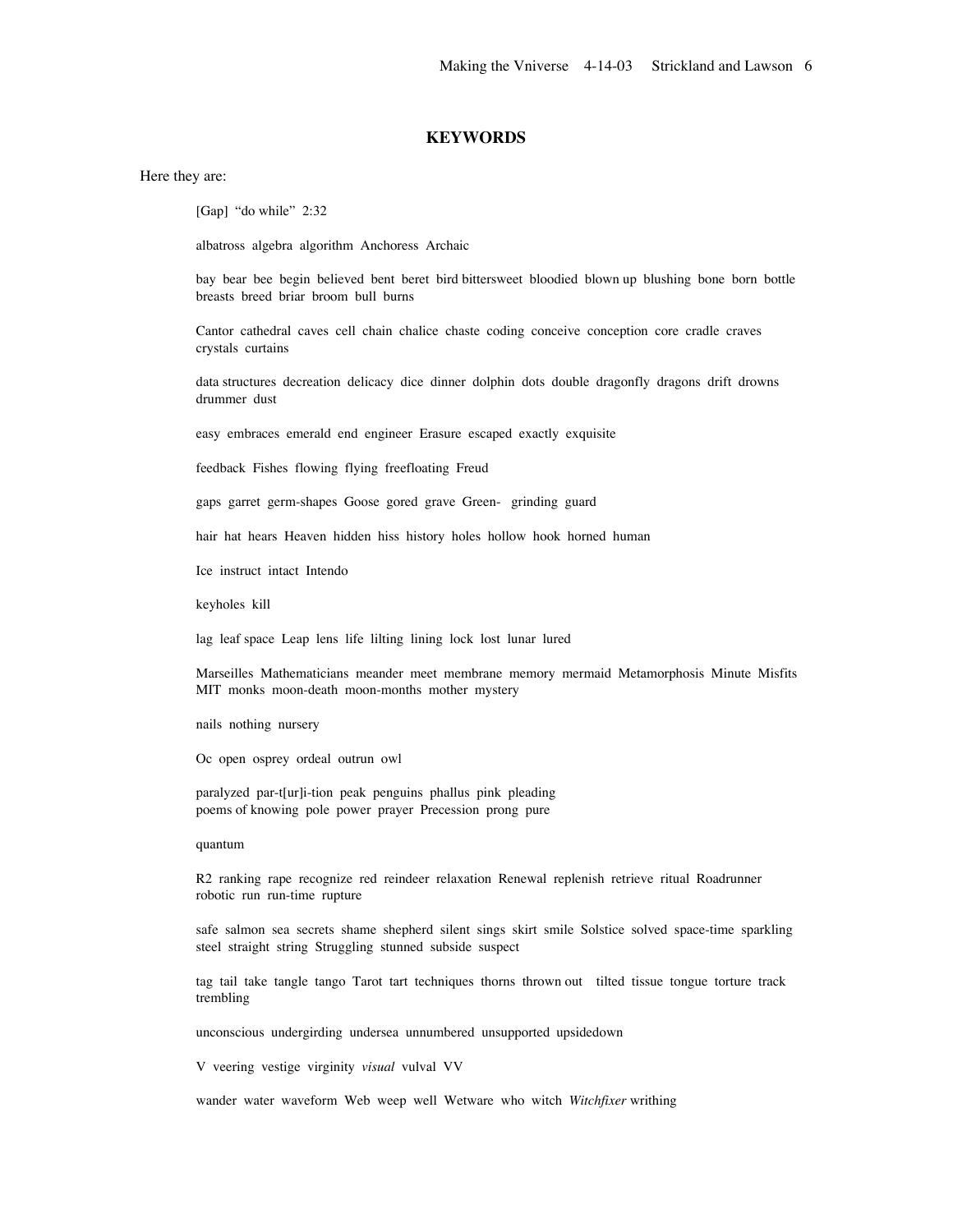## KEYWORDS

Here they are:

[Gap] "do while" 2:32

albatross algebra algorithm Anchoress Archaic

bay bear bee begin believed bent beret bird bittersweet bloodied blown up blushing bone born bottle breasts breed briar broom bull burns

Cantor cathedral caves cell chain chalice chaste coding conceive conception core cradle craves crystals curtains

data structures decreation delicacy dice dinner dolphin dots double dragonfly dragons drift drowns drummer dust

easy embraces emerald end engineer Erasure escaped exactly exquisite

feedback Fishes flowing flying freefloating Freud

gaps garret germ-shapes Goose gored grave Green- grinding guard

hair hat hears Heaven hidden hiss history holes hollow hook horned human

Ice instruct intact Intendo

keyholes kill

lag leaf space Leap lens life lilting lining lock lost lunar lured

Marseilles Mathematicians meander meet membrane memory mermaid Metamorphosis Minute Misfits MIT monks moon-death moon-months mother mystery

nails nothing nursery

Oc open osprey ordeal outrun owl

paralyzed par-t[ur]i-tion peak penguins phallus pink pleading poems of knowing pole power prayer Precession prong pure

quantum

R2 ranking rape recognize red reindeer relaxation Renewal replenish retrieve ritual Roadrunner robotic run run-time rupture

safe salmon sea secrets shame shepherd silent sings skirt smile Solstice solved space-time sparkling steel straight string Struggling stunned subside suspect

tag tail take tangle tango Tarot tart techniques thorns thrown out tilted tissue tongue torture track trembling

unconscious undergirding undersea unnumbered unsupported upsidedown

V veering vestige virginity *visual* vulval VV

wander water waveform Web weep well Wetware who witch *Witchfixer* writhing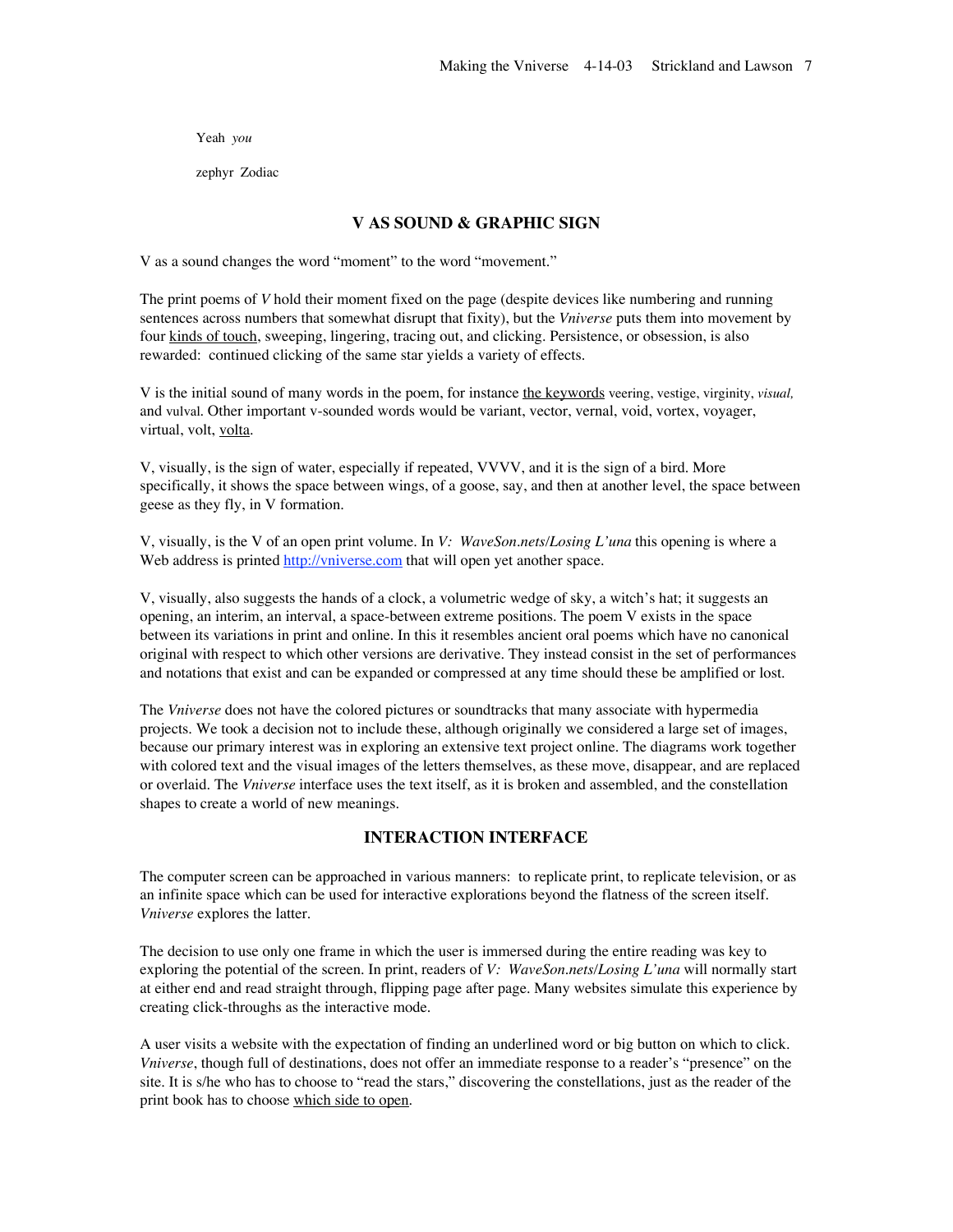Yeah *you*

zephyr Zodiac

## V AS SOUND & GRAPHIC SIGN

V as a sound changes the word "moment" to the word "movement."

The print poems of *V* hold their moment fixed on the page (despite devices like numbering and running sentences across numbers that somewhat disrupt that fixity), but the *Vniverse* puts them into movement by four kinds of touch, sweeping, lingering, tracing out, and clicking. Persistence, or obsession, is also rewarded: continued clicking of the same star yields a variety of effects.

V is the initial sound of many words in the poem, for instance the keywords veering, vestige, virginity, *visual,* and vulval. Other important v-sounded words would be variant, vector, vernal, void, vortex, voyager, virtual, volt, volta.

V, visually, is the sign of water, especially if repeated, VVVV, and it is the sign of a bird. More specifically, it shows the space between wings, of a goose, say, and then at another level, the space between geese as they fly, in V formation.

V, visually, is the V of an open print volume. In *V: WaveSon.nets/Losing L'una* this opening is where a Web address is printed http://vniverse.com that will open yet another space.

V, visually, also suggests the hands of a clock, a volumetric wedge of sky, a witch's hat; it suggests an opening, an interim, an interval, a space-between extreme positions. The poem V exists in the space between its variations in print and online. In this it resembles ancient oral poems which have no canonical original with respect to which other versions are derivative. They instead consist in the set of performances and notations that exist and can be expanded or compressed at any time should these be amplified or lost.

The *Vniverse* does not have the colored pictures or soundtracks that many associate with hypermedia projects. We took a decision not to include these, although originally we considered a large set of images, because our primary interest was in exploring an extensive text project online. The diagrams work together with colored text and the visual images of the letters themselves, as these move, disappear, and are replaced or overlaid. The *Vniverse* interface uses the text itself, as it is broken and assembled, and the constellation shapes to create a world of new meanings.

## INTERACTION INTERFACE

The computer screen can be approached in various manners: to replicate print, to replicate television, or as an infinite space which can be used for interactive explorations beyond the flatness of the screen itself. *Vniverse* explores the latter.

The decision to use only one frame in which the user is immersed during the entire reading was key to exploring the potential of the screen. In print, readers of *V: WaveSon.nets/Losing L'una* will normally start at either end and read straight through, flipping page after page. Many websites simulate this experience by creating click-throughs as the interactive mode.

A user visits a website with the expectation of finding an underlined word or big button on which to click. *Vniverse*, though full of destinations, does not offer an immediate response to a reader's "presence" on the site. It is s/he who has to choose to "read the stars," discovering the constellations, just as the reader of the print book has to choose which side to open.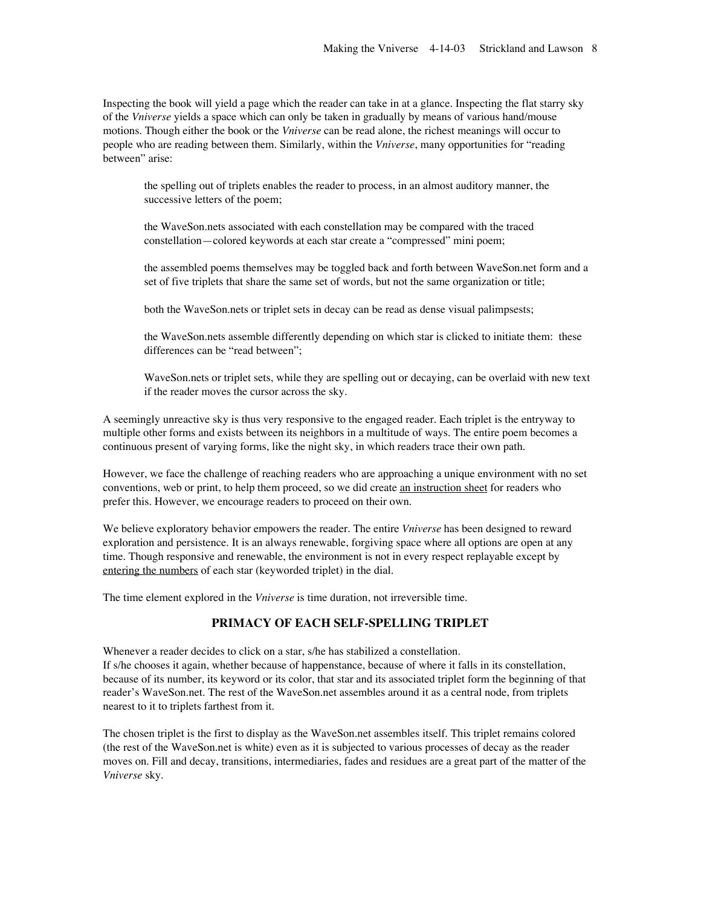Inspecting the book will yield a page which the reader can take in at a glance. Inspecting the flat starry sky of the *Vniverse* yields a space which can only be taken in gradually by means of various hand/mouse motions. Though either the book or the *Vniverse* can be read alone, the richest meanings will occur to people who are reading between them. Similarly, within the *Vniverse*, many opportunities for "reading between" arise:

> the spelling out of triplets enables the reader to process, in an almost auditory manner, the successive letters of the poem;
>
> the WaveSon.nets associated with each constellation may be compared with the traced constellation—colored keywords at each star create a "compressed" mini poem;
>
> the assembled poems themselves may be toggled back and forth between WaveSon.net form and a set of five triplets that share the same set of words, but not the same organization or title;
>
> both the WaveSon.nets or triplet sets in decay can be read as dense visual palimpsests;
>
> the WaveSon.nets assemble differently depending on which star is clicked to initiate them: these differences can be "read between";
>
> WaveSon.nets or triplet sets, while they are spelling out or decaying, can be overlaid with new text if the reader moves the cursor across the sky.

A seemingly unreactive sky is thus very responsive to the engaged reader. Each triplet is the entryway to multiple other forms and exists between its neighbors in a multitude of ways. The entire poem becomes a continuous present of varying forms, like the night sky, in which readers trace their own path.

However, we face the challenge of reaching readers who are approaching a unique environment with no set conventions, web or print, to help them proceed, so we did create an instruction sheet for readers who prefer this. However, we encourage readers to proceed on their own.

We believe exploratory behavior empowers the reader. The entire *Vniverse* has been designed to reward exploration and persistence. It is an always renewable, forgiving space where all options are open at any time. Though responsive and renewable, the environment is not in every respect replayable except by entering the numbers of each star (keyworded triplet) in the dial.

The time element explored in the *Vniverse* is time duration, not irreversible time.

## PRIMACY OF EACH SELF-SPELLING TRIPLET

Whenever a reader decides to click on a star, s/he has stabilized a constellation.
If s/he chooses it again, whether because of happenstance, because of where it falls in its constellation, because of its number, its keyword or its color, that star and its associated triplet form the beginning of that reader's WaveSon.net. The rest of the WaveSon.net assembles around it as a central node, from triplets nearest to it to triplets farthest from it.

The chosen triplet is the first to display as the WaveSon.net assembles itself. This triplet remains colored (the rest of the WaveSon.net is white) even as it is subjected to various processes of decay as the reader moves on. Fill and decay, transitions, intermediaries, fades and residues are a great part of the matter of the *Vniverse* sky.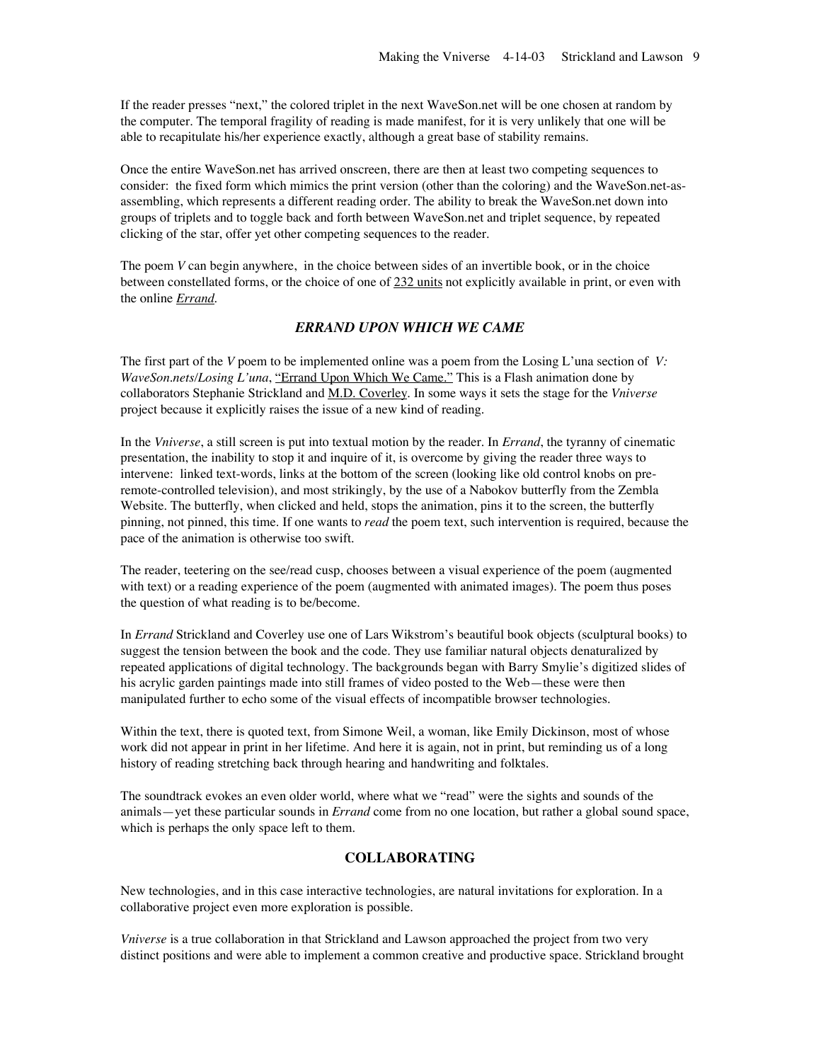If the reader presses "next," the colored triplet in the next WaveSon.net will be one chosen at random by the computer. The temporal fragility of reading is made manifest, for it is very unlikely that one will be able to recapitulate his/her experience exactly, although a great base of stability remains.

Once the entire WaveSon.net has arrived onscreen, there are then at least two competing sequences to consider: the fixed form which mimics the print version (other than the coloring) and the WaveSon.net-as-assembling, which represents a different reading order. The ability to break the WaveSon.net down into groups of triplets and to toggle back and forth between WaveSon.net and triplet sequence, by repeated clicking of the star, offer yet other competing sequences to the reader.

The poem *V* can begin anywhere, in the choice between sides of an invertible book, or in the choice between constellated forms, or the choice of one of 232 units not explicitly available in print, or even with the online *Errand.*

## *ERRAND UPON WHICH WE CAME*

The first part of the *V* poem to be implemented online was a poem from the Losing L'una section of *V: WaveSon.nets/Losing L'una*, "Errand Upon Which We Came." This is a Flash animation done by collaborators Stephanie Strickland and M.D. Coverley. In some ways it sets the stage for the *Vniverse* project because it explicitly raises the issue of a new kind of reading.

In the *Vniverse*, a still screen is put into textual motion by the reader. In *Errand*, the tyranny of cinematic presentation, the inability to stop it and inquire of it, is overcome by giving the reader three ways to intervene: linked text-words, links at the bottom of the screen (looking like old control knobs on pre-remote-controlled television), and most strikingly, by the use of a Nabokov butterfly from the Zembla Website. The butterfly, when clicked and held, stops the animation, pins it to the screen, the butterfly pinning, not pinned, this time. If one wants to *read* the poem text, such intervention is required, because the pace of the animation is otherwise too swift.

The reader, teetering on the see/read cusp, chooses between a visual experience of the poem (augmented with text) or a reading experience of the poem (augmented with animated images). The poem thus poses the question of what reading is to be/become.

In *Errand* Strickland and Coverley use one of Lars Wikstrom's beautiful book objects (sculptural books) to suggest the tension between the book and the code. They use familiar natural objects denaturalized by repeated applications of digital technology. The backgrounds began with Barry Smylie's digitized slides of his acrylic garden paintings made into still frames of video posted to the Web—these were then manipulated further to echo some of the visual effects of incompatible browser technologies.

Within the text, there is quoted text, from Simone Weil, a woman, like Emily Dickinson, most of whose work did not appear in print in her lifetime. And here it is again, not in print, but reminding us of a long history of reading stretching back through hearing and handwriting and folktales.

The soundtrack evokes an even older world, where what we "read" were the sights and sounds of the animals—yet these particular sounds in *Errand* come from no one location, but rather a global sound space, which is perhaps the only space left to them.

## COLLABORATING

New technologies, and in this case interactive technologies, are natural invitations for exploration. In a collaborative project even more exploration is possible.

*Vniverse* is a true collaboration in that Strickland and Lawson approached the project from two very distinct positions and were able to implement a common creative and productive space. Strickland brought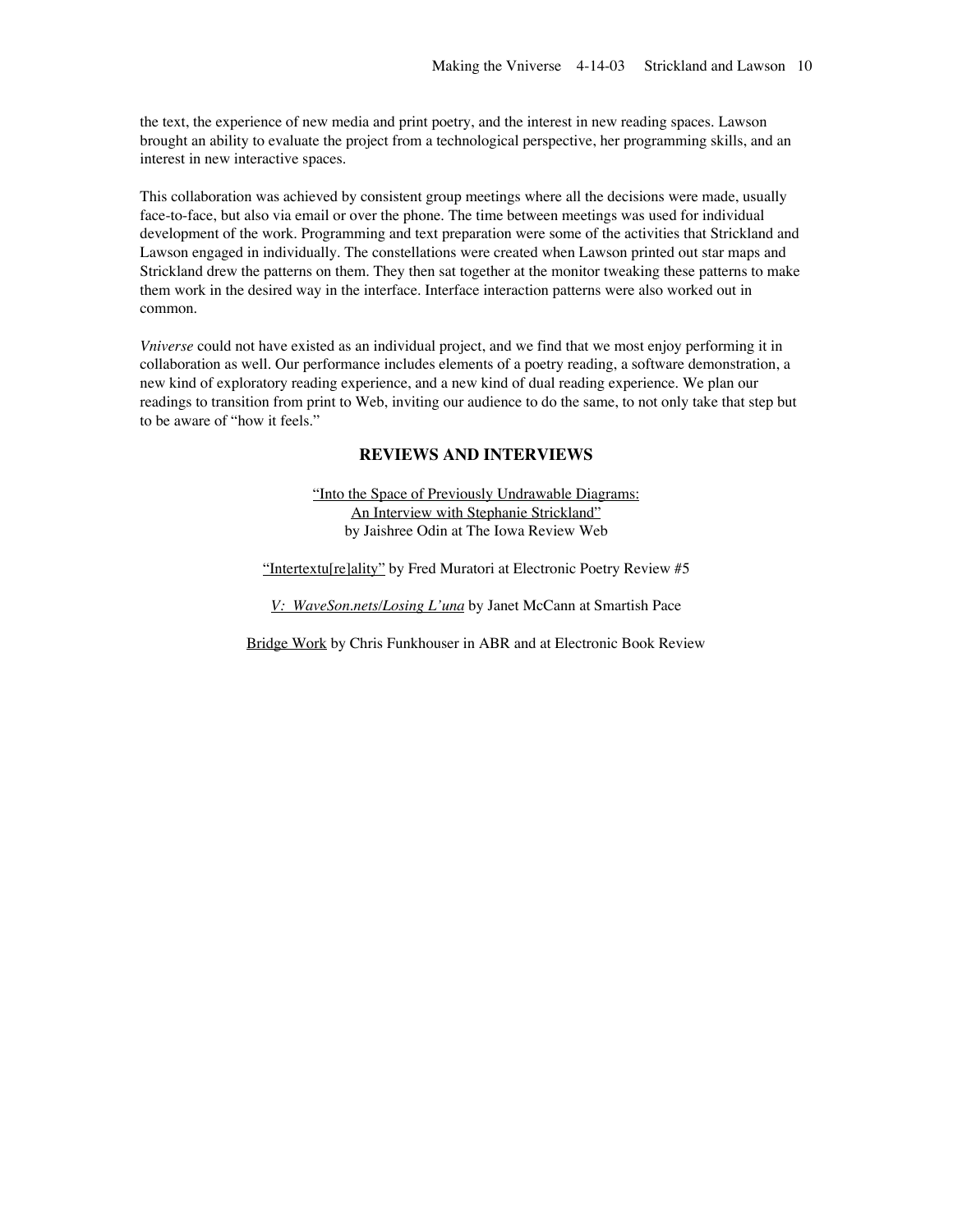the text, the experience of new media and print poetry, and the interest in new reading spaces. Lawson brought an ability to evaluate the project from a technological perspective, her programming skills, and an interest in new interactive spaces.

This collaboration was achieved by consistent group meetings where all the decisions were made, usually face-to-face, but also via email or over the phone. The time between meetings was used for individual development of the work. Programming and text preparation were some of the activities that Strickland and Lawson engaged in individually. The constellations were created when Lawson printed out star maps and Strickland drew the patterns on them. They then sat together at the monitor tweaking these patterns to make them work in the desired way in the interface. Interface interaction patterns were also worked out in common.

*Vniverse* could not have existed as an individual project, and we find that we most enjoy performing it in collaboration as well. Our performance includes elements of a poetry reading, a software demonstration, a new kind of exploratory reading experience, and a new kind of dual reading experience. We plan our readings to transition from print to Web, inviting our audience to do the same, to not only take that step but to be aware of "how it feels."

## REVIEWS AND INTERVIEWS

"Into the Space of Previously Undrawable Diagrams: An Interview with Stephanie Strickland" by Jaishree Odin at The Iowa Review Web

"Intertextu[re]ality" by Fred Muratori at Electronic Poetry Review #5

*V: WaveSon.nets/Losing L'una* by Janet McCann at Smartish Pace

Bridge Work by Chris Funkhouser in ABR and at Electronic Book Review